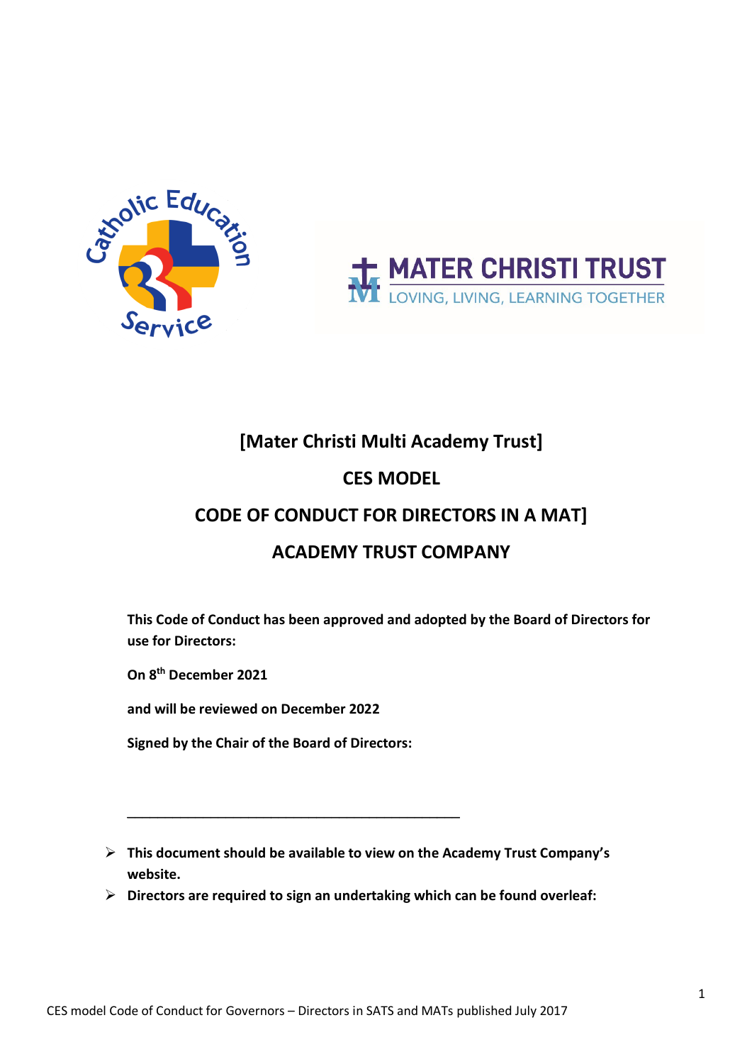# [Mater Christi Multi Academy Trust]

## CES MODEL

## CODE OF CONDUCT FOR DIRECTORS IN A MAT]

## ACADEMY TRUST COMPANY

**This Code of Conduct has been approved and adopted by the Board of Directors for use for Directors:**

**On 8th December 2021**

**and will be reviewed on December 2022**

**Signed by the Chair of the Board of Directors:**

\_\_\_\_\_\_\_\_\_\_\_\_\_\_\_\_\_\_\_\_\_\_\_\_\_\_\_\_\_\_\_\_\_\_\_\_\_\_\_\_\_\_\_\_

- **This document should be available to view on the Academy Trust Company's website.**
- **Directors are required to sign an undertaking which can be found overleaf:**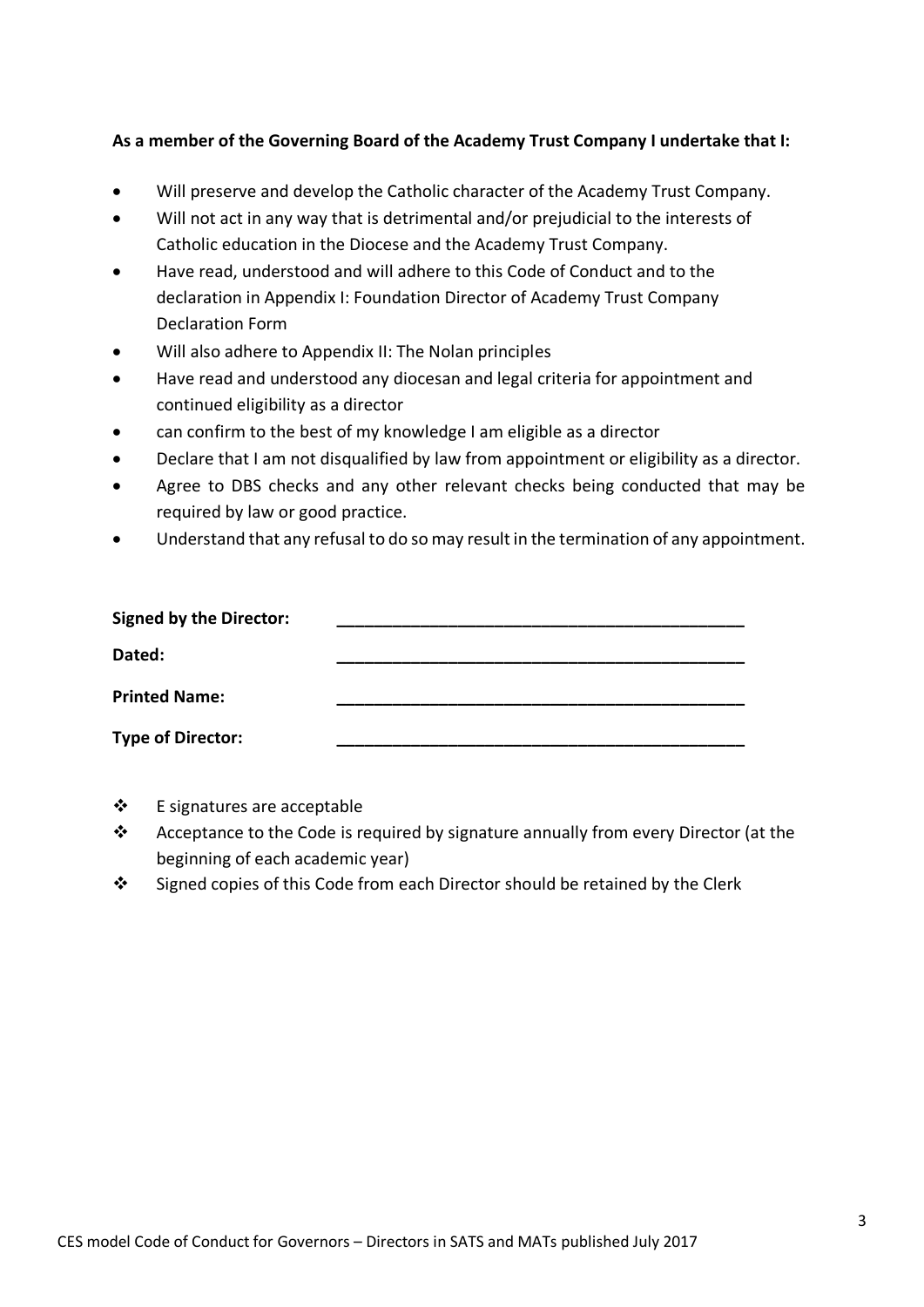**As a member of the Governing Board of the Academy Trust Company I undertake that I:**

- Will preserve and develop the Catholic character of the Academy Trust Company.
- Will not act in any way that is detrimental and/or prejudicial to the interests of Catholic education in the Diocese and the Academy Trust Company.
- Have read, understood and will adhere to this Code of Conduct and to the declaration in Appendix I: Foundation Director of Academy Trust Company Declaration Form
- Will also adhere to Appendix II: The Nolan principles
- Have read and understood any diocesan and legal criteria for appointment and continued eligibility as a director
- can confirm to the best of my knowledge I am eligible as a director
- Declare that I am not disqualified by law from appointment or eligibility as a director.
- Agree to DBS checks and any other relevant checks being conducted that may be required by law or good practice.
- Understand that any refusal to do so may result in the termination of any appointment.

**Signed by the Director:** _____________________________________________

**Dated:** _____________________________________________

**Printed Name:** _____________________________________________

**Type of Director:** _____________________________________________

- E signatures are acceptable
- Acceptance to the Code is required by signature annually from every Director (at the beginning of each academic year)
- Signed copies of this Code from each Director should be retained by the Clerk

CES model Code of Conduct for Governors – Directors in SATS and MATs published July 2017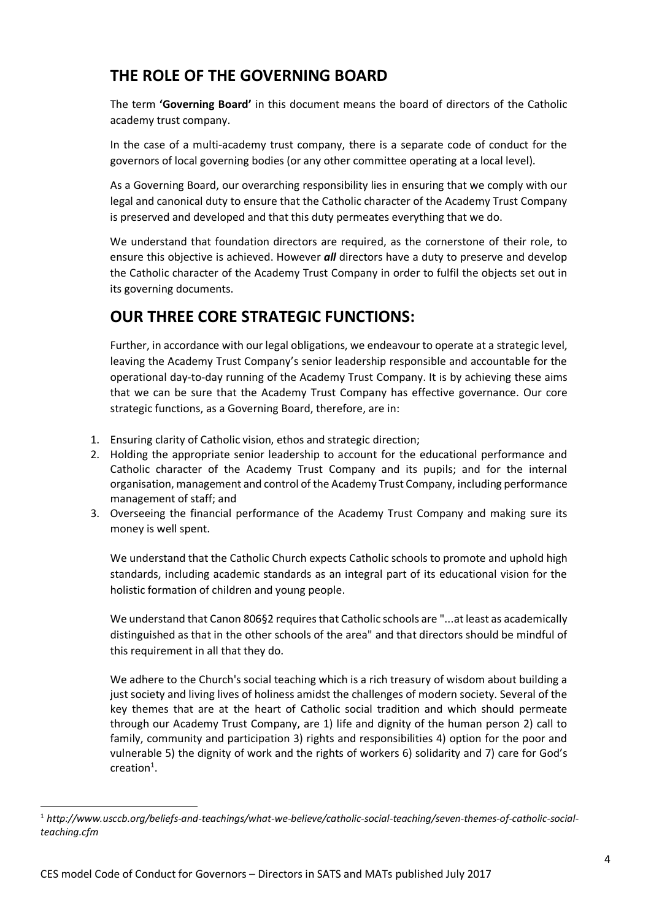## THE ROLE OF THE GOVERNING BOARD

The term **'Governing Board'** in this document means the board of directors of the Catholic academy trust company.

In the case of a multi-academy trust company, there is a separate code of conduct for the governors of local governing bodies (or any other committee operating at a local level).

As a Governing Board, our overarching responsibility lies in ensuring that we comply with our legal and canonical duty to ensure that the Catholic character of the Academy Trust Company is preserved and developed and that this duty permeates everything that we do.

We understand that foundation directors are required, as the cornerstone of their role, to ensure this objective is achieved. However ***all*** directors have a duty to preserve and develop the Catholic character of the Academy Trust Company in order to fulfil the objects set out in its governing documents.

## OUR THREE CORE STRATEGIC FUNCTIONS:

Further, in accordance with our legal obligations, we endeavour to operate at a strategic level, leaving the Academy Trust Company's senior leadership responsible and accountable for the operational day-to-day running of the Academy Trust Company. It is by achieving these aims that we can be sure that the Academy Trust Company has effective governance. Our core strategic functions, as a Governing Board, therefore, are in:

1. Ensuring clarity of Catholic vision, ethos and strategic direction;
2. Holding the appropriate senior leadership to account for the educational performance and Catholic character of the Academy Trust Company and its pupils; and for the internal organisation, management and control of the Academy Trust Company, including performance management of staff; and
3. Overseeing the financial performance of the Academy Trust Company and making sure its money is well spent.

We understand that the Catholic Church expects Catholic schools to promote and uphold high standards, including academic standards as an integral part of its educational vision for the holistic formation of children and young people.

We understand that Canon 806§2 requires that Catholic schools are "...at least as academically distinguished as that in the other schools of the area" and that directors should be mindful of this requirement in all that they do.

We adhere to the Church's social teaching which is a rich treasury of wisdom about building a just society and living lives of holiness amidst the challenges of modern society. Several of the key themes that are at the heart of Catholic social tradition and which should permeate through our Academy Trust Company, are 1) life and dignity of the human person 2) call to family, community and participation 3) rights and responsibilities 4) option for the poor and vulnerable 5) the dignity of work and the rights of workers 6) solidarity and 7) care for God's creation[1].

[1] *http://www.usccb.org/beliefs-and-teachings/what-we-believe/catholic-social-teaching/seven-themes-of-catholic-social-teaching.cfm*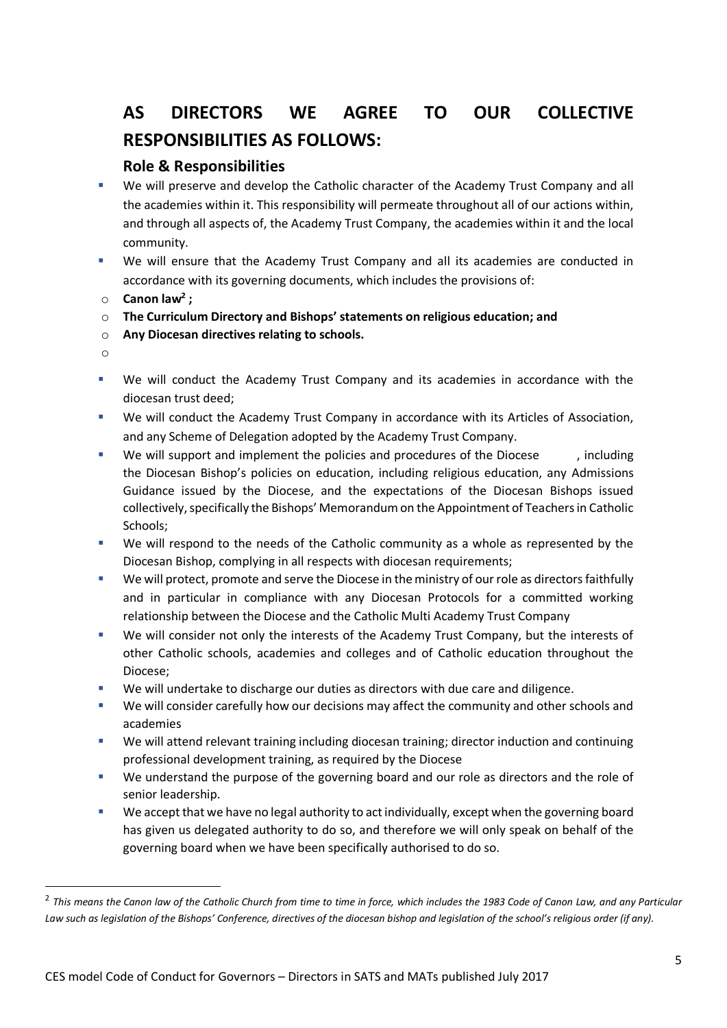# AS DIRECTORS WE AGREE TO OUR COLLECTIVE RESPONSIBILITIES AS FOLLOWS:

## Role & Responsibilities

- We will preserve and develop the Catholic character of the Academy Trust Company and all the academies within it. This responsibility will permeate throughout all of our actions within, and through all aspects of, the Academy Trust Company, the academies within it and the local community.
- We will ensure that the Academy Trust Company and all its academies are conducted in accordance with its governing documents, which includes the provisions of:
  - **Canon law[2] ;**
  - **The Curriculum Directory and Bishops' statements on religious education; and**
  - **Any Diocesan directives relating to schools.**
- We will conduct the Academy Trust Company and its academies in accordance with the diocesan trust deed;
- We will conduct the Academy Trust Company in accordance with its Articles of Association, and any Scheme of Delegation adopted by the Academy Trust Company.
- We will support and implement the policies and procedures of the Diocese , including the Diocesan Bishop's policies on education, including religious education, any Admissions Guidance issued by the Diocese, and the expectations of the Diocesan Bishops issued collectively, specifically the Bishops' Memorandum on the Appointment of Teachers in Catholic Schools;
- We will respond to the needs of the Catholic community as a whole as represented by the Diocesan Bishop, complying in all respects with diocesan requirements;
- We will protect, promote and serve the Diocese in the ministry of our role as directors faithfully and in particular in compliance with any Diocesan Protocols for a committed working relationship between the Diocese and the Catholic Multi Academy Trust Company
- We will consider not only the interests of the Academy Trust Company, but the interests of other Catholic schools, academies and colleges and of Catholic education throughout the Diocese;
- We will undertake to discharge our duties as directors with due care and diligence.
- We will consider carefully how our decisions may affect the community and other schools and academies
- We will attend relevant training including diocesan training; director induction and continuing professional development training, as required by the Diocese
- We understand the purpose of the governing board and our role as directors and the role of senior leadership.
- We accept that we have no legal authority to act individually, except when the governing board has given us delegated authority to do so, and therefore we will only speak on behalf of the governing board when we have been specifically authorised to do so.

---

[2] *This means the Canon law of the Catholic Church from time to time in force, which includes the 1983 Code of Canon Law, and any Particular Law such as legislation of the Bishops' Conference, directives of the diocesan bishop and legislation of the school's religious order (if any).*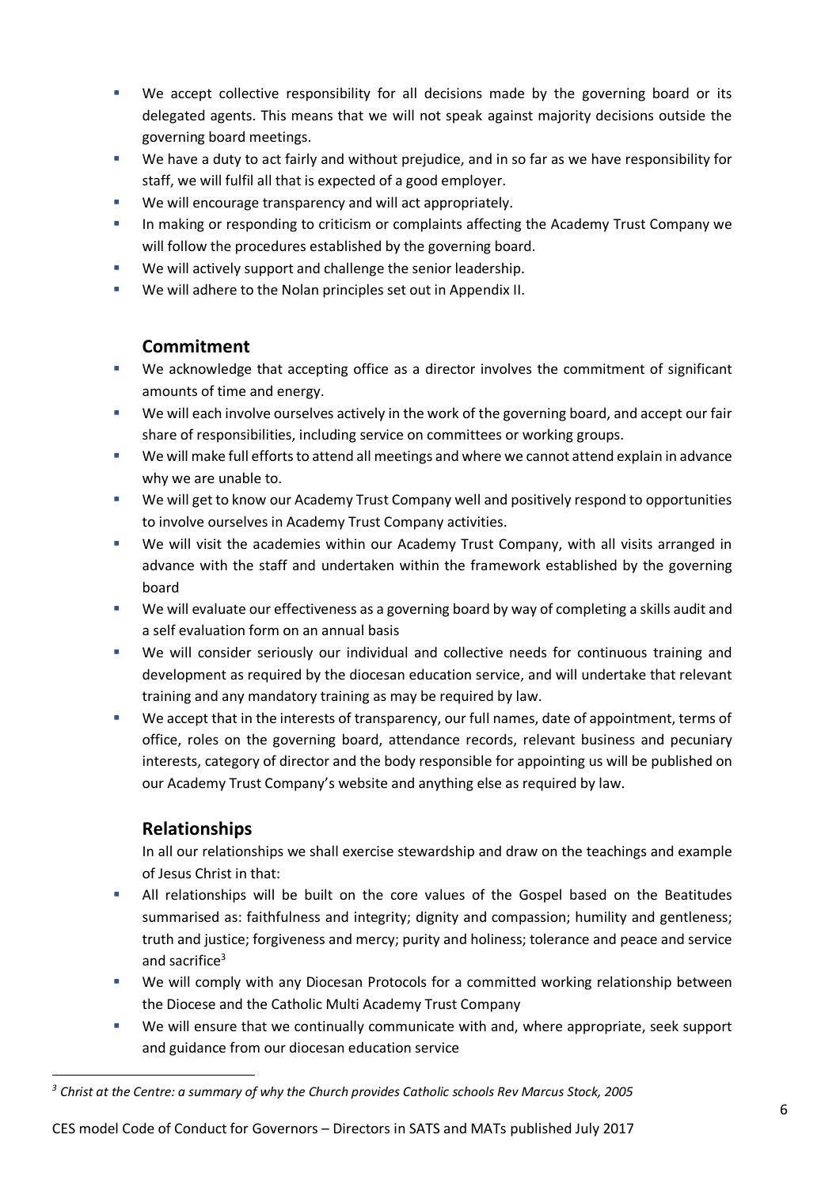- We accept collective responsibility for all decisions made by the governing board or its delegated agents. This means that we will not speak against majority decisions outside the governing board meetings.
- We have a duty to act fairly and without prejudice, and in so far as we have responsibility for staff, we will fulfil all that is expected of a good employer.
- We will encourage transparency and will act appropriately.
- In making or responding to criticism or complaints affecting the Academy Trust Company we will follow the procedures established by the governing board.
- We will actively support and challenge the senior leadership.
- We will adhere to the Nolan principles set out in Appendix II.

## Commitment

- We acknowledge that accepting office as a director involves the commitment of significant amounts of time and energy.
- We will each involve ourselves actively in the work of the governing board, and accept our fair share of responsibilities, including service on committees or working groups.
- We will make full efforts to attend all meetings and where we cannot attend explain in advance why we are unable to.
- We will get to know our Academy Trust Company well and positively respond to opportunities to involve ourselves in Academy Trust Company activities.
- We will visit the academies within our Academy Trust Company, with all visits arranged in advance with the staff and undertaken within the framework established by the governing board
- We will evaluate our effectiveness as a governing board by way of completing a skills audit and a self evaluation form on an annual basis
- We will consider seriously our individual and collective needs for continuous training and development as required by the diocesan education service, and will undertake that relevant training and any mandatory training as may be required by law.
- We accept that in the interests of transparency, our full names, date of appointment, terms of office, roles on the governing board, attendance records, relevant business and pecuniary interests, category of director and the body responsible for appointing us will be published on our Academy Trust Company's website and anything else as required by law.

## Relationships

In all our relationships we shall exercise stewardship and draw on the teachings and example of Jesus Christ in that:

- All relationships will be built on the core values of the Gospel based on the Beatitudes summarised as: faithfulness and integrity; dignity and compassion; humility and gentleness; truth and justice; forgiveness and mercy; purity and holiness; tolerance and peace and service and sacrifice[3]
- We will comply with any Diocesan Protocols for a committed working relationship between the Diocese and the Catholic Multi Academy Trust Company
- We will ensure that we continually communicate with and, where appropriate, seek support and guidance from our diocesan education service

[3] *Christ at the Centre: a summary of why the Church provides Catholic schools Rev Marcus Stock, 2005*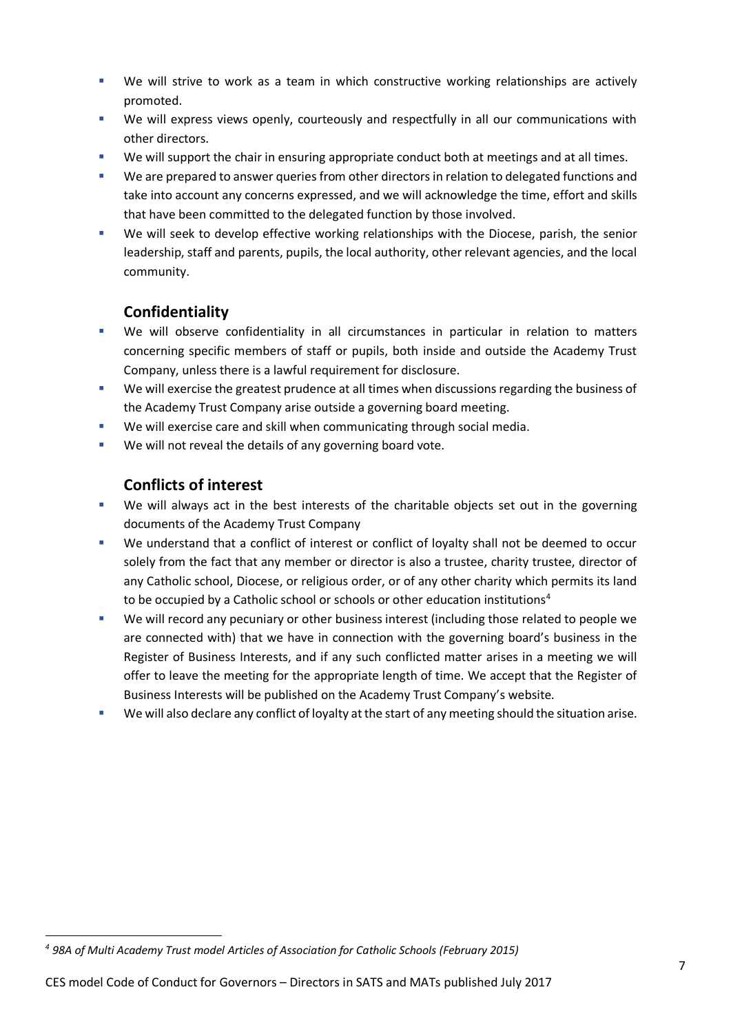- We will strive to work as a team in which constructive working relationships are actively promoted.
- We will express views openly, courteously and respectfully in all our communications with other directors.
- We will support the chair in ensuring appropriate conduct both at meetings and at all times.
- We are prepared to answer queries from other directors in relation to delegated functions and take into account any concerns expressed, and we will acknowledge the time, effort and skills that have been committed to the delegated function by those involved.
- We will seek to develop effective working relationships with the Diocese, parish, the senior leadership, staff and parents, pupils, the local authority, other relevant agencies, and the local community.

## Confidentiality

- We will observe confidentiality in all circumstances in particular in relation to matters concerning specific members of staff or pupils, both inside and outside the Academy Trust Company, unless there is a lawful requirement for disclosure.
- We will exercise the greatest prudence at all times when discussions regarding the business of the Academy Trust Company arise outside a governing board meeting.
- We will exercise care and skill when communicating through social media.
- We will not reveal the details of any governing board vote.

## Conflicts of interest

- We will always act in the best interests of the charitable objects set out in the governing documents of the Academy Trust Company
- We understand that a conflict of interest or conflict of loyalty shall not be deemed to occur solely from the fact that any member or director is also a trustee, charity trustee, director of any Catholic school, Diocese, or religious order, or of any other charity which permits its land to be occupied by a Catholic school or schools or other education institutions[4]
- We will record any pecuniary or other business interest (including those related to people we are connected with) that we have in connection with the governing board's business in the Register of Business Interests, and if any such conflicted matter arises in a meeting we will offer to leave the meeting for the appropriate length of time. We accept that the Register of Business Interests will be published on the Academy Trust Company's website.
- We will also declare any conflict of loyalty at the start of any meeting should the situation arise.

[4] *98A of Multi Academy Trust model Articles of Association for Catholic Schools (February 2015)*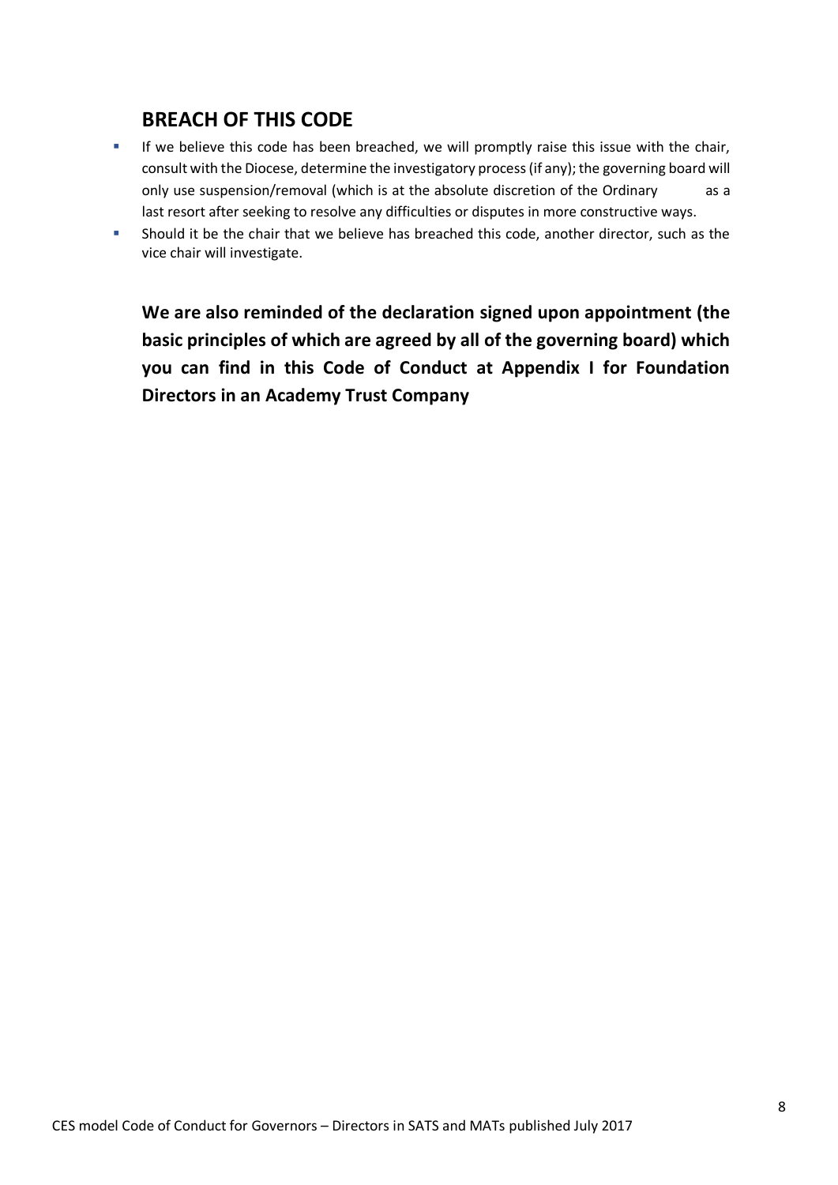## BREACH OF THIS CODE

- If we believe this code has been breached, we will promptly raise this issue with the chair, consult with the Diocese, determine the investigatory process (if any); the governing board will only use suspension/removal (which is at the absolute discretion of the Ordinary as a last resort after seeking to resolve any difficulties or disputes in more constructive ways.
- Should it be the chair that we believe has breached this code, another director, such as the vice chair will investigate.

**We are also reminded of the declaration signed upon appointment (the basic principles of which are agreed by all of the governing board) which you can find in this Code of Conduct at Appendix I for Foundation Directors in an Academy Trust Company**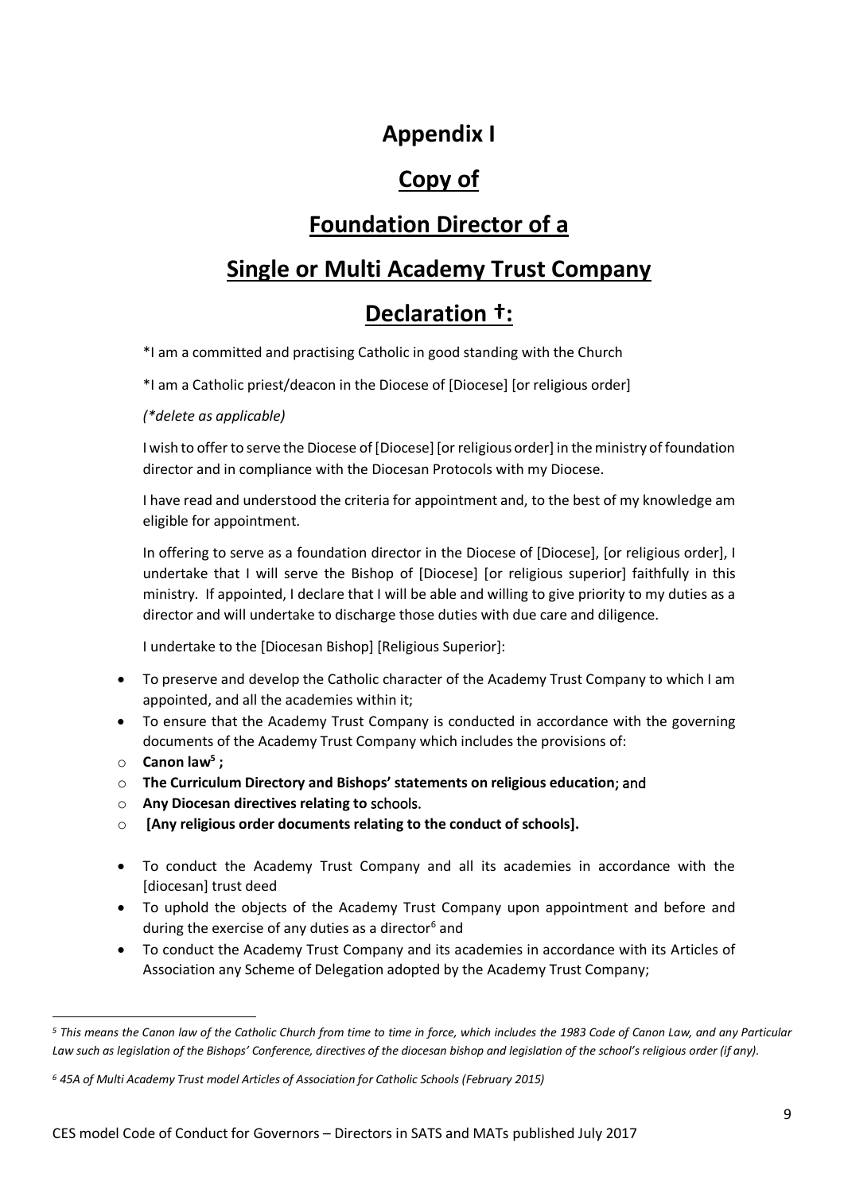# Appendix I

## Copy of

## Foundation Director of a

## Single or Multi Academy Trust Company

## Declaration †:

*I am a committed and practising Catholic in good standing with the Church

*I am a Catholic priest/deacon in the Diocese of [Diocese] [or religious order]

*(*delete as applicable)*

I wish to offer to serve the Diocese of [Diocese] [or religious order] in the ministry of foundation director and in compliance with the Diocesan Protocols with my Diocese.

I have read and understood the criteria for appointment and, to the best of my knowledge am eligible for appointment.

In offering to serve as a foundation director in the Diocese of [Diocese], [or religious order], I undertake that I will serve the Bishop of [Diocese] [or religious superior] faithfully in this ministry. If appointed, I declare that I will be able and willing to give priority to my duties as a director and will undertake to discharge those duties with due care and diligence.

I undertake to the [Diocesan Bishop] [Religious Superior]:

- To preserve and develop the Catholic character of the Academy Trust Company to which I am appointed, and all the academies within it;
- To ensure that the Academy Trust Company is conducted in accordance with the governing documents of the Academy Trust Company which includes the provisions of:
  - **Canon law[5] ;**
  - **The Curriculum Directory and Bishops' statements on religious education**; and
  - **Any Diocesan directives relating to** schools.
  - **[Any religious order documents relating to the conduct of schools].**
- To conduct the Academy Trust Company and all its academies in accordance with the [diocesan] trust deed
- To uphold the objects of the Academy Trust Company upon appointment and before and during the exercise of any duties as a director[6] and
- To conduct the Academy Trust Company and its academies in accordance with its Articles of Association any Scheme of Delegation adopted by the Academy Trust Company;

---

*[5] This means the Canon law of the Catholic Church from time to time in force, which includes the 1983 Code of Canon Law, and any Particular Law such as legislation of the Bishops' Conference, directives of the diocesan bishop and legislation of the school's religious order (if any).*

*[6] 45A of Multi Academy Trust model Articles of Association for Catholic Schools (February 2015)*

CES model Code of Conduct for Governors – Directors in SATS and MATs published July 2017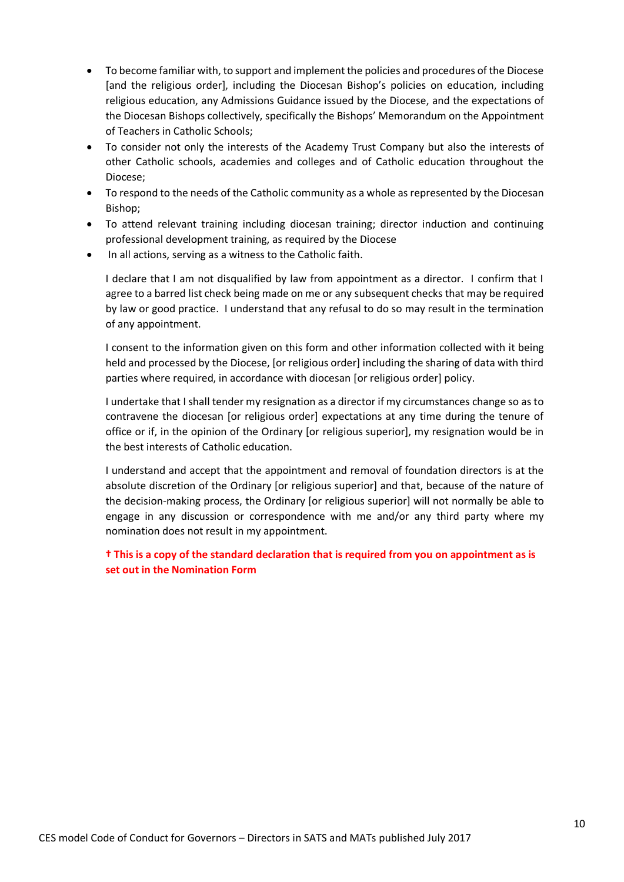- To become familiar with, to support and implement the policies and procedures of the Diocese [and the religious order], including the Diocesan Bishop's policies on education, including religious education, any Admissions Guidance issued by the Diocese, and the expectations of the Diocesan Bishops collectively, specifically the Bishops' Memorandum on the Appointment of Teachers in Catholic Schools;
- To consider not only the interests of the Academy Trust Company but also the interests of other Catholic schools, academies and colleges and of Catholic education throughout the Diocese;
- To respond to the needs of the Catholic community as a whole as represented by the Diocesan Bishop;
- To attend relevant training including diocesan training; director induction and continuing professional development training, as required by the Diocese
- In all actions, serving as a witness to the Catholic faith.

I declare that I am not disqualified by law from appointment as a director. I confirm that I agree to a barred list check being made on me or any subsequent checks that may be required by law or good practice. I understand that any refusal to do so may result in the termination of any appointment.

I consent to the information given on this form and other information collected with it being held and processed by the Diocese, [or religious order] including the sharing of data with third parties where required, in accordance with diocesan [or religious order] policy.

I undertake that I shall tender my resignation as a director if my circumstances change so as to contravene the diocesan [or religious order] expectations at any time during the tenure of office or if, in the opinion of the Ordinary [or religious superior], my resignation would be in the best interests of Catholic education.

I understand and accept that the appointment and removal of foundation directors is at the absolute discretion of the Ordinary [or religious superior] and that, because of the nature of the decision-making process, the Ordinary [or religious superior] will not normally be able to engage in any discussion or correspondence with me and/or any third party where my nomination does not result in my appointment.

**† This is a copy of the standard declaration that is required from you on appointment as is set out in the Nomination Form**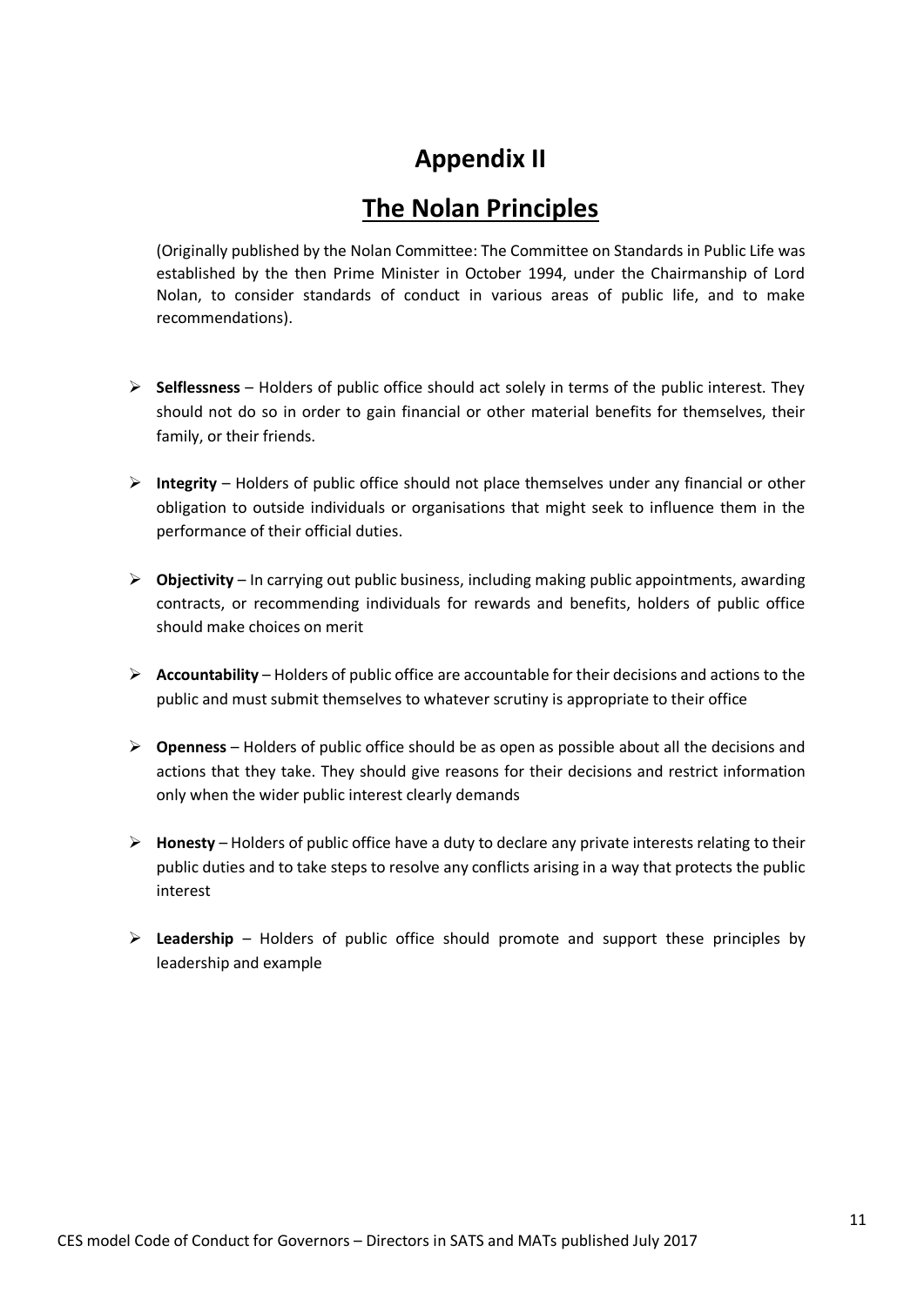# Appendix II

## The Nolan Principles

(Originally published by the Nolan Committee: The Committee on Standards in Public Life was established by the then Prime Minister in October 1994, under the Chairmanship of Lord Nolan, to consider standards of conduct in various areas of public life, and to make recommendations).

- **Selflessness** – Holders of public office should act solely in terms of the public interest. They should not do so in order to gain financial or other material benefits for themselves, their family, or their friends.
- **Integrity** – Holders of public office should not place themselves under any financial or other obligation to outside individuals or organisations that might seek to influence them in the performance of their official duties.
- **Objectivity** – In carrying out public business, including making public appointments, awarding contracts, or recommending individuals for rewards and benefits, holders of public office should make choices on merit
- **Accountability** – Holders of public office are accountable for their decisions and actions to the public and must submit themselves to whatever scrutiny is appropriate to their office
- **Openness** – Holders of public office should be as open as possible about all the decisions and actions that they take. They should give reasons for their decisions and restrict information only when the wider public interest clearly demands
- **Honesty** – Holders of public office have a duty to declare any private interests relating to their public duties and to take steps to resolve any conflicts arising in a way that protects the public interest
- **Leadership** – Holders of public office should promote and support these principles by leadership and example